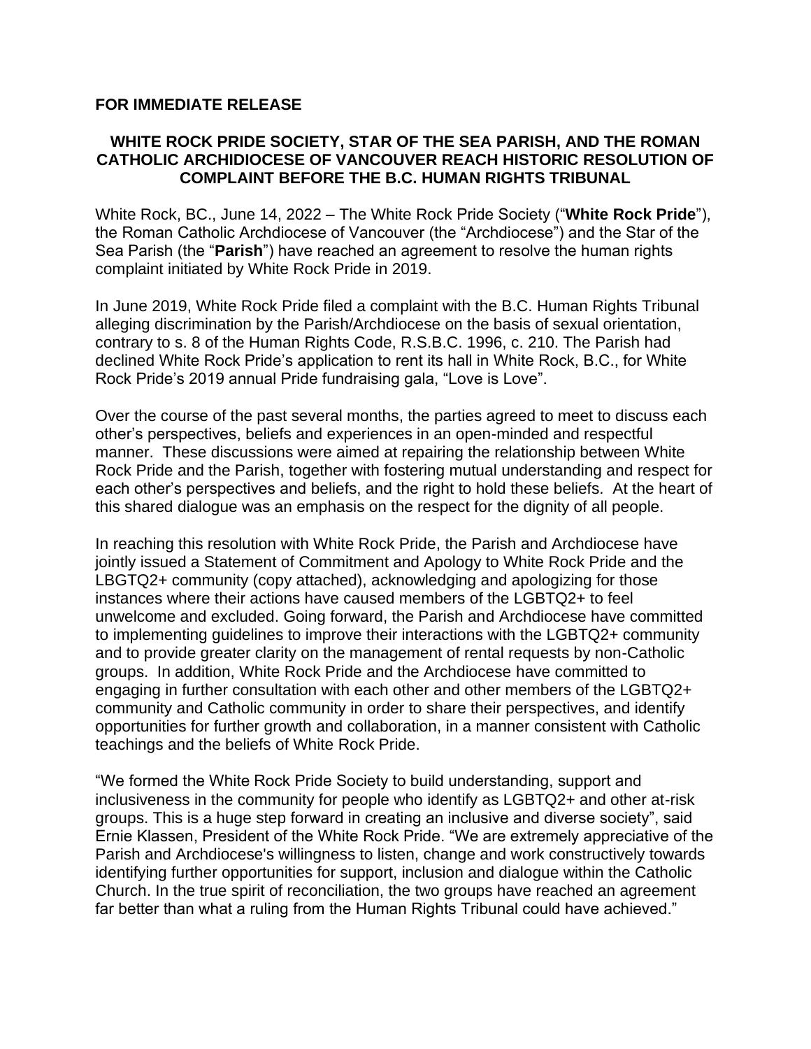**FOR IMMEDIATE RELEASE**

# WHITE ROCK PRIDE SOCIETY, STAR OF THE SEA PARISH, AND THE ROMAN CATHOLIC ARCHIDIOCESE OF VANCOUVER REACH HISTORIC RESOLUTION OF COMPLAINT BEFORE THE B.C. HUMAN RIGHTS TRIBUNAL

White Rock, BC., June 14, 2022 – The White Rock Pride Society ("**White Rock Pride**"), the Roman Catholic Archdiocese of Vancouver (the "Archdiocese") and the Star of the Sea Parish (the "**Parish**") have reached an agreement to resolve the human rights complaint initiated by White Rock Pride in 2019.

In June 2019, White Rock Pride filed a complaint with the B.C. Human Rights Tribunal alleging discrimination by the Parish/Archdiocese on the basis of sexual orientation, contrary to s. 8 of the Human Rights Code, R.S.B.C. 1996, c. 210. The Parish had declined White Rock Pride's application to rent its hall in White Rock, B.C., for White Rock Pride's 2019 annual Pride fundraising gala, "Love is Love".

Over the course of the past several months, the parties agreed to meet to discuss each other's perspectives, beliefs and experiences in an open-minded and respectful manner. These discussions were aimed at repairing the relationship between White Rock Pride and the Parish, together with fostering mutual understanding and respect for each other's perspectives and beliefs, and the right to hold these beliefs. At the heart of this shared dialogue was an emphasis on the respect for the dignity of all people.

In reaching this resolution with White Rock Pride, the Parish and Archdiocese have jointly issued a Statement of Commitment and Apology to White Rock Pride and the LBGTQ2+ community (copy attached), acknowledging and apologizing for those instances where their actions have caused members of the LGBTQ2+ to feel unwelcome and excluded. Going forward, the Parish and Archdiocese have committed to implementing guidelines to improve their interactions with the LGBTQ2+ community and to provide greater clarity on the management of rental requests by non-Catholic groups. In addition, White Rock Pride and the Archdiocese have committed to engaging in further consultation with each other and other members of the LGBTQ2+ community and Catholic community in order to share their perspectives, and identify opportunities for further growth and collaboration, in a manner consistent with Catholic teachings and the beliefs of White Rock Pride.

"We formed the White Rock Pride Society to build understanding, support and inclusiveness in the community for people who identify as LGBTQ2+ and other at-risk groups. This is a huge step forward in creating an inclusive and diverse society", said Ernie Klassen, President of the White Rock Pride. "We are extremely appreciative of the Parish and Archdiocese's willingness to listen, change and work constructively towards identifying further opportunities for support, inclusion and dialogue within the Catholic Church. In the true spirit of reconciliation, the two groups have reached an agreement far better than what a ruling from the Human Rights Tribunal could have achieved."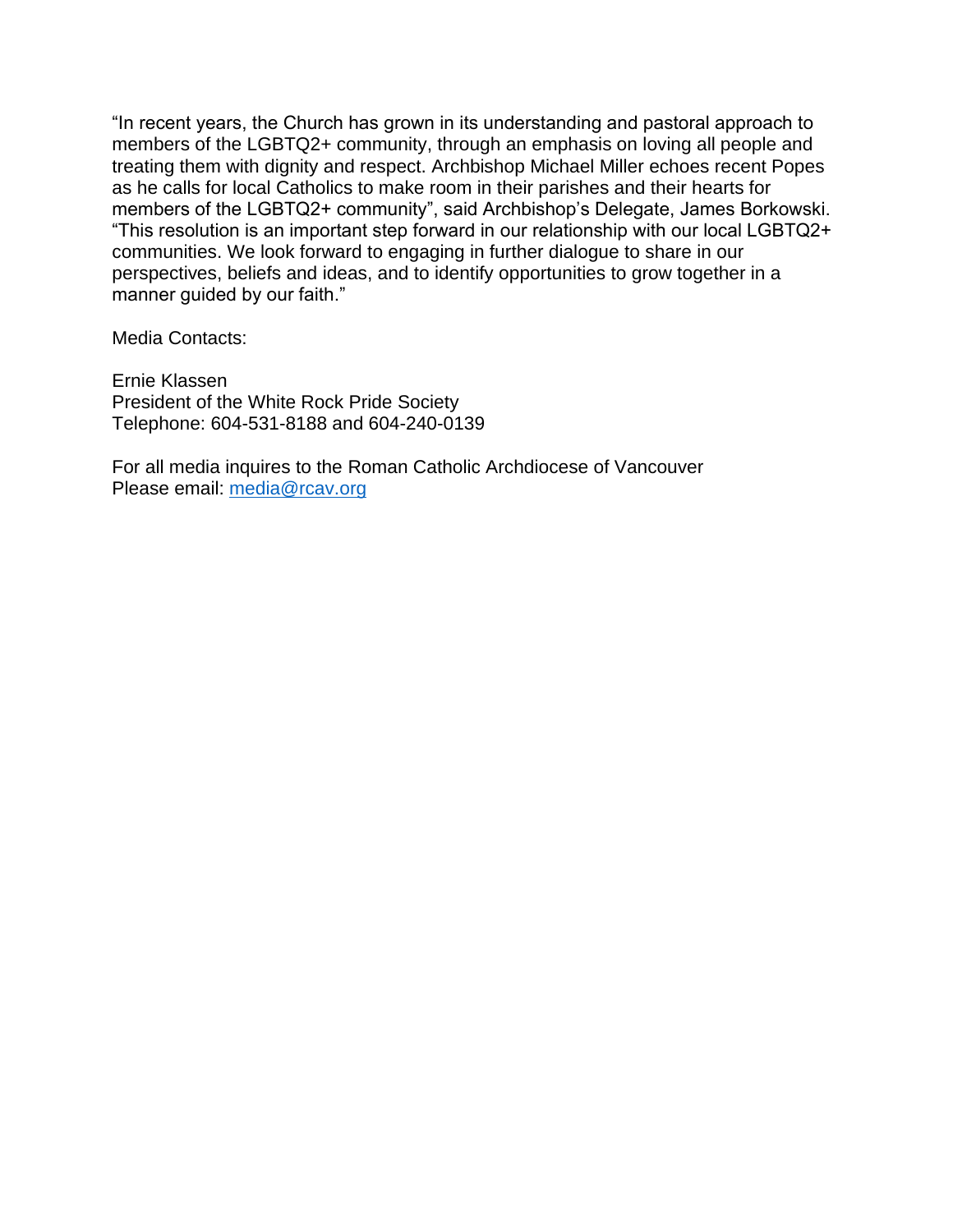"In recent years, the Church has grown in its understanding and pastoral approach to members of the LGBTQ2+ community, through an emphasis on loving all people and treating them with dignity and respect. Archbishop Michael Miller echoes recent Popes as he calls for local Catholics to make room in their parishes and their hearts for members of the LGBTQ2+ community", said Archbishop's Delegate, James Borkowski. "This resolution is an important step forward in our relationship with our local LGBTQ2+ communities. We look forward to engaging in further dialogue to share in our perspectives, beliefs and ideas, and to identify opportunities to grow together in a manner guided by our faith."

Media Contacts:

Ernie Klassen
President of the White Rock Pride Society
Telephone: 604-531-8188 and 604-240-0139

For all media inquires to the Roman Catholic Archdiocese of Vancouver
Please email: [media@rcav.org](mailto:media@rcav.org)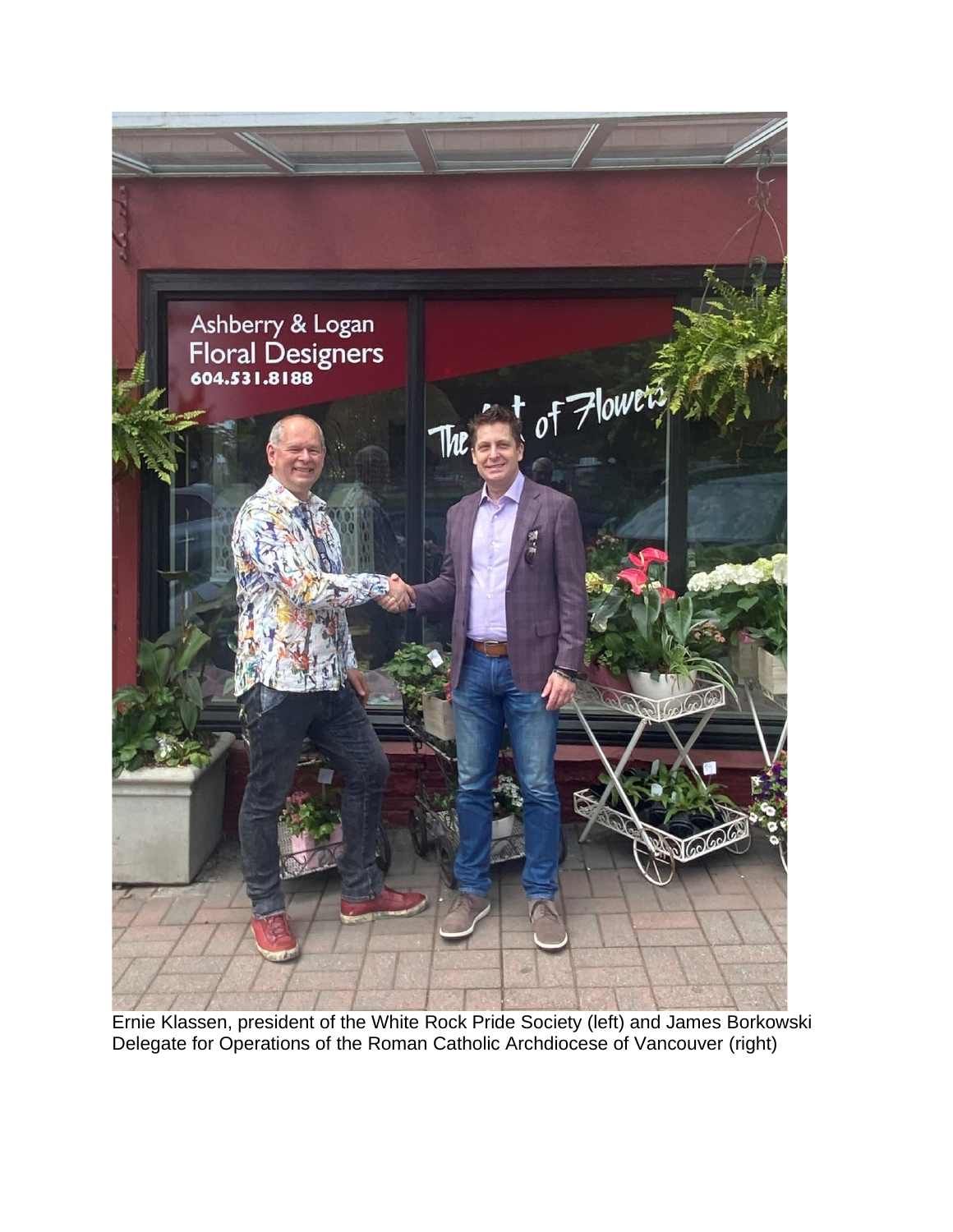Ernie Klassen, president of the White Rock Pride Society (left) and James Borkowski Delegate for Operations of the Roman Catholic Archdiocese of Vancouver (right)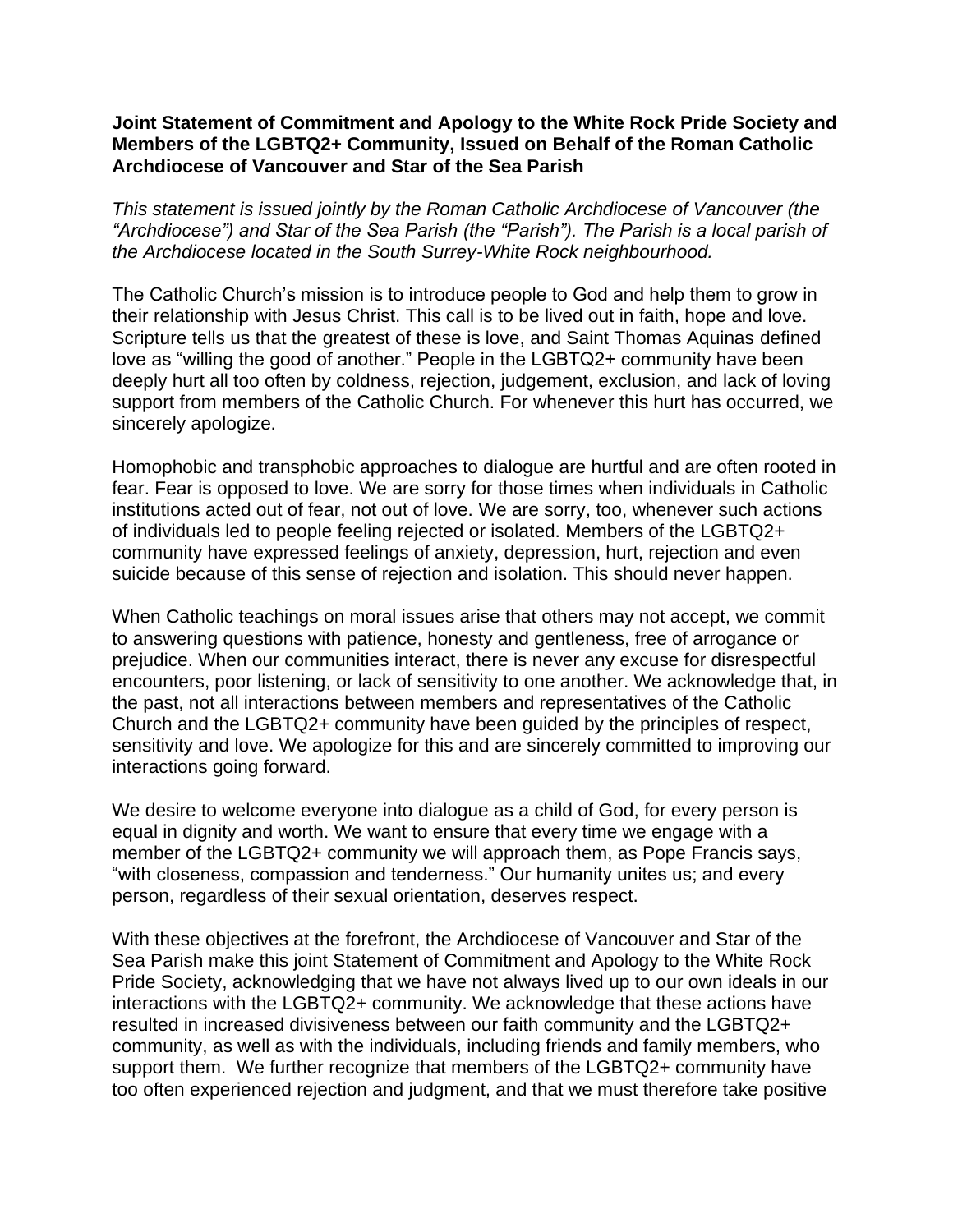**Joint Statement of Commitment and Apology to the White Rock Pride Society and Members of the LGBTQ2+ Community, Issued on Behalf of the Roman Catholic Archdiocese of Vancouver and Star of the Sea Parish**

*This statement is issued jointly by the Roman Catholic Archdiocese of Vancouver (the "Archdiocese") and Star of the Sea Parish (the "Parish"). The Parish is a local parish of the Archdiocese located in the South Surrey-White Rock neighbourhood.*

The Catholic Church's mission is to introduce people to God and help them to grow in their relationship with Jesus Christ. This call is to be lived out in faith, hope and love. Scripture tells us that the greatest of these is love, and Saint Thomas Aquinas defined love as "willing the good of another." People in the LGBTQ2+ community have been deeply hurt all too often by coldness, rejection, judgement, exclusion, and lack of loving support from members of the Catholic Church. For whenever this hurt has occurred, we sincerely apologize.

Homophobic and transphobic approaches to dialogue are hurtful and are often rooted in fear. Fear is opposed to love. We are sorry for those times when individuals in Catholic institutions acted out of fear, not out of love. We are sorry, too, whenever such actions of individuals led to people feeling rejected or isolated. Members of the LGBTQ2+ community have expressed feelings of anxiety, depression, hurt, rejection and even suicide because of this sense of rejection and isolation. This should never happen.

When Catholic teachings on moral issues arise that others may not accept, we commit to answering questions with patience, honesty and gentleness, free of arrogance or prejudice. When our communities interact, there is never any excuse for disrespectful encounters, poor listening, or lack of sensitivity to one another. We acknowledge that, in the past, not all interactions between members and representatives of the Catholic Church and the LGBTQ2+ community have been guided by the principles of respect, sensitivity and love. We apologize for this and are sincerely committed to improving our interactions going forward.

We desire to welcome everyone into dialogue as a child of God, for every person is equal in dignity and worth. We want to ensure that every time we engage with a member of the LGBTQ2+ community we will approach them, as Pope Francis says, "with closeness, compassion and tenderness." Our humanity unites us; and every person, regardless of their sexual orientation, deserves respect.

With these objectives at the forefront, the Archdiocese of Vancouver and Star of the Sea Parish make this joint Statement of Commitment and Apology to the White Rock Pride Society, acknowledging that we have not always lived up to our own ideals in our interactions with the LGBTQ2+ community. We acknowledge that these actions have resulted in increased divisiveness between our faith community and the LGBTQ2+ community, as well as with the individuals, including friends and family members, who support them. We further recognize that members of the LGBTQ2+ community have too often experienced rejection and judgment, and that we must therefore take positive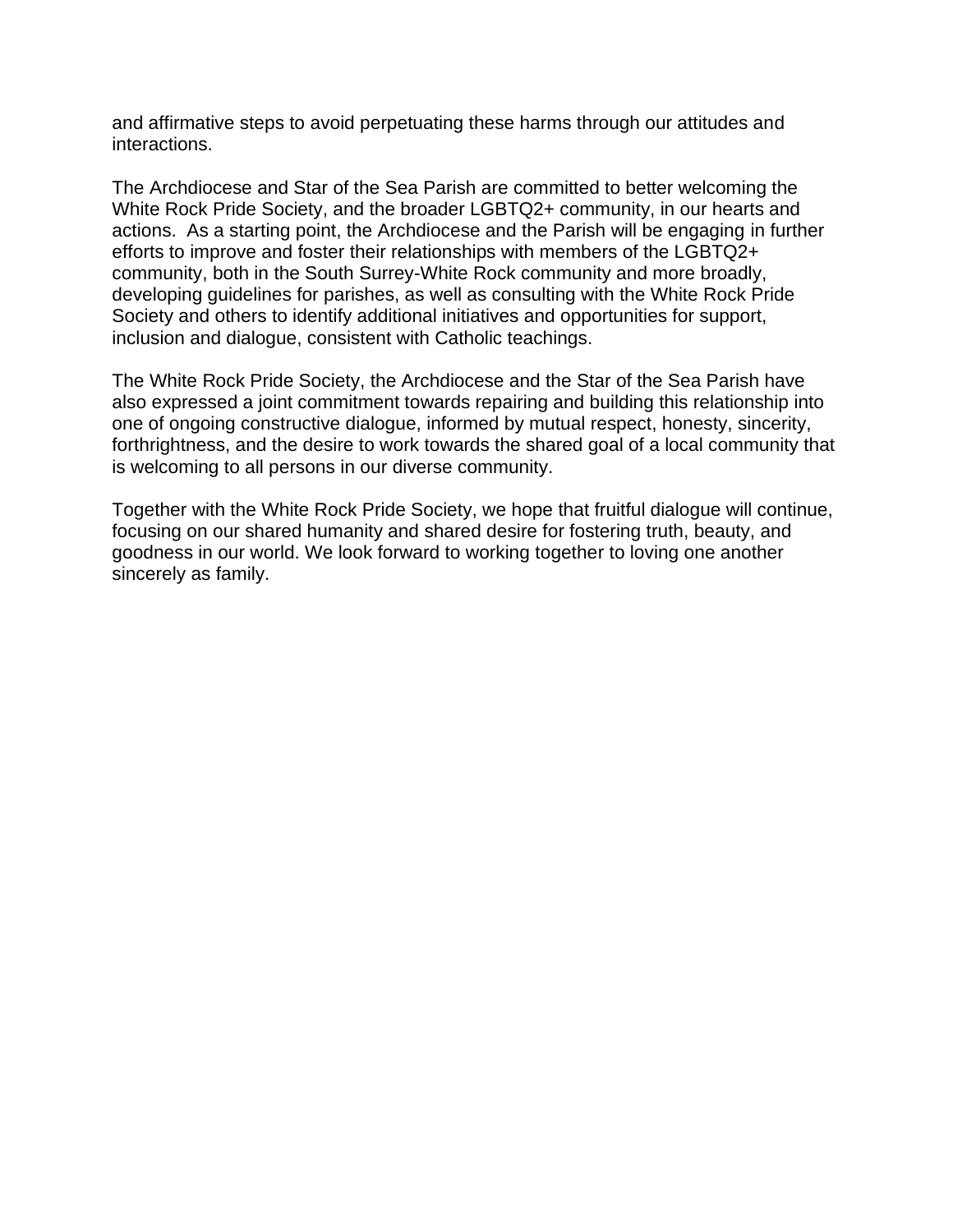and affirmative steps to avoid perpetuating these harms through our attitudes and interactions.

The Archdiocese and Star of the Sea Parish are committed to better welcoming the White Rock Pride Society, and the broader LGBTQ2+ community, in our hearts and actions.  As a starting point, the Archdiocese and the Parish will be engaging in further efforts to improve and foster their relationships with members of the LGBTQ2+ community, both in the South Surrey-White Rock community and more broadly, developing guidelines for parishes, as well as consulting with the White Rock Pride Society and others to identify additional initiatives and opportunities for support, inclusion and dialogue, consistent with Catholic teachings.

The White Rock Pride Society, the Archdiocese and the Star of the Sea Parish have also expressed a joint commitment towards repairing and building this relationship into one of ongoing constructive dialogue, informed by mutual respect, honesty, sincerity, forthrightness, and the desire to work towards the shared goal of a local community that is welcoming to all persons in our diverse community.

Together with the White Rock Pride Society, we hope that fruitful dialogue will continue, focusing on our shared humanity and shared desire for fostering truth, beauty, and goodness in our world. We look forward to working together to loving one another sincerely as family.